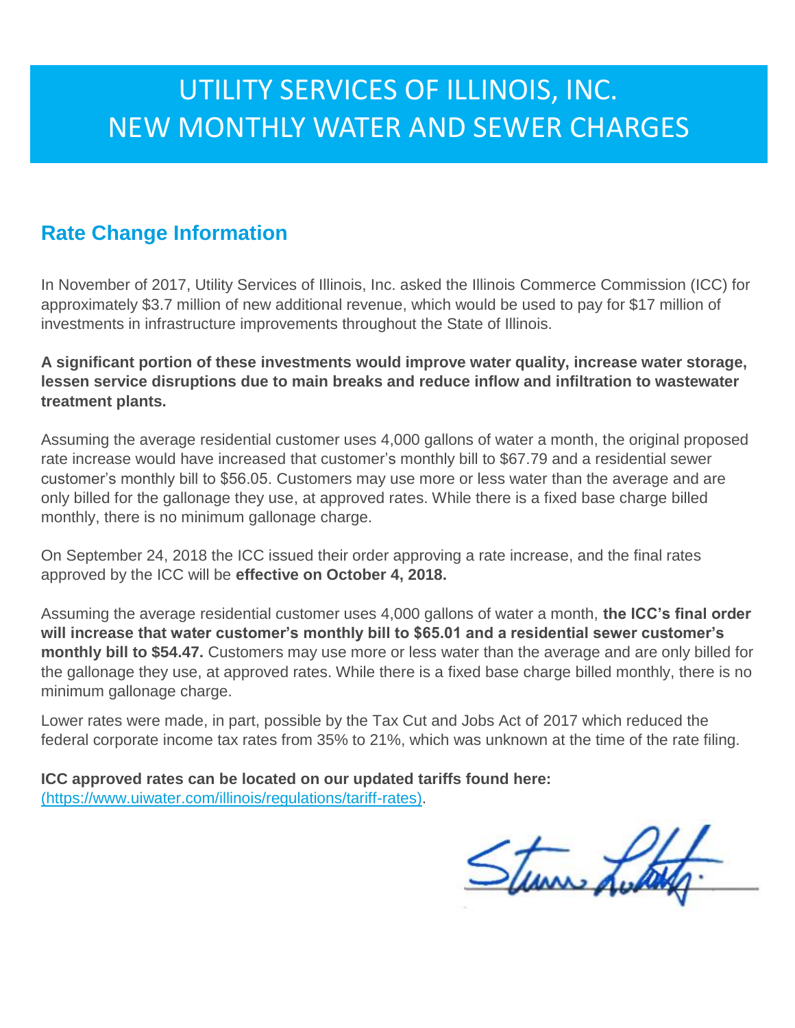# UTILITY SERVICES OF ILLINOIS, INC.
# NEW MONTHLY WATER AND SEWER CHARGES

## Rate Change Information

In November of 2017, Utility Services of Illinois, Inc. asked the Illinois Commerce Commission (ICC) for approximately $3.7 million of new additional revenue, which would be used to pay for $17 million of investments in infrastructure improvements throughout the State of Illinois.

**A significant portion of these investments would improve water quality, increase water storage, lessen service disruptions due to main breaks and reduce inflow and infiltration to wastewater treatment plants.**

Assuming the average residential customer uses 4,000 gallons of water a month, the original proposed rate increase would have increased that customer's monthly bill to $67.79 and a residential sewer customer's monthly bill to $56.05. Customers may use more or less water than the average and are only billed for the gallonage they use, at approved rates. While there is a fixed base charge billed monthly, there is no minimum gallonage charge.

On September 24, 2018 the ICC issued their order approving a rate increase, and the final rates approved by the ICC will be **effective on October 4, 2018.**

Assuming the average residential customer uses 4,000 gallons of water a month, **the ICC's final order will increase that water customer's monthly bill to $65.01 and a residential sewer customer's monthly bill to $54.47.** Customers may use more or less water than the average and are only billed for the gallonage they use, at approved rates. While there is a fixed base charge billed monthly, there is no minimum gallonage charge.

Lower rates were made, in part, possible by the Tax Cut and Jobs Act of 2017 which reduced the federal corporate income tax rates from 35% to 21%, which was unknown at the time of the rate filing.

**ICC approved rates can be located on our updated tariffs found here:**
(https://www.uiwater.com/illinois/regulations/tariff-rates).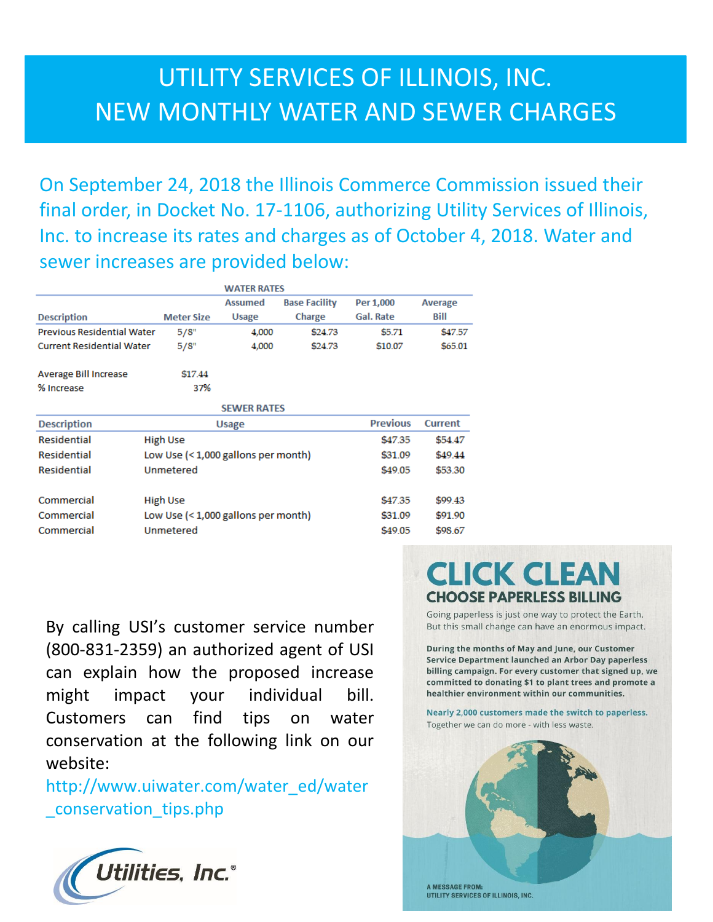# UTILITY SERVICES OF ILLINOIS, INC.
# NEW MONTHLY WATER AND SEWER CHARGES

On September 24, 2018 the Illinois Commerce Commission issued their final order, in Docket No. 17-1106, authorizing Utility Services of Illinois, Inc. to increase its rates and charges as of October 4, 2018. Water and sewer increases are provided below:

**WATER RATES**

| Description | Meter Size | Assumed Usage | Base Facility Charge | Per 1,000 Gal. Rate | Average Bill |
|---|---|---|---|---|---|
| Previous Residential Water | 5/8" | 4,000 | $24.73 | $5.71 | $47.57 |
| Current Residential Water | 5/8" | 4,000 | $24.73 | $10.07 | $65.01 |
| | | | | | |
| Average Bill Increase | $17.44 | | | | |
| % Increase | 37% | | | | |

**SEWER RATES**

| Description | Usage | Previous | Current |
|---|---|---|---|
| Residential | High Use | $47.35 | $54.47 |
| Residential | Low Use (< 1,000 gallons per month) | $31.09 | $49.44 |
| Residential | Unmetered | $49.05 | $53.30 |
| | | | |
| Commercial | High Use | $47.35 | $99.43 |
| Commercial | Low Use (< 1,000 gallons per month) | $31.09 | $91.90 |
| Commercial | Unmetered | $49.05 | $98.67 |

By calling USI's customer service number (800-831-2359) an authorized agent of USI can explain how the proposed increase might impact your individual bill. Customers can find tips on water conservation at the following link on our website:

http://www.uiwater.com/water_ed/water_conservation_tips.php

Utilities, Inc.®

## CLICK CLEAN
### CHOOSE PAPERLESS BILLING

Going paperless is just one way to protect the Earth. But this small change can have an enormous impact.

**During the months of May and June, our Customer Service Department launched an Arbor Day paperless billing campaign. For every customer that signed up, we committed to donating $1 to plant trees and promote a healthier environment within our communities.**

Nearly 2,000 customers made the switch to paperless.
Together we can do more - with less waste.

A MESSAGE FROM:
UTILITY SERVICES OF ILLINOIS, INC.